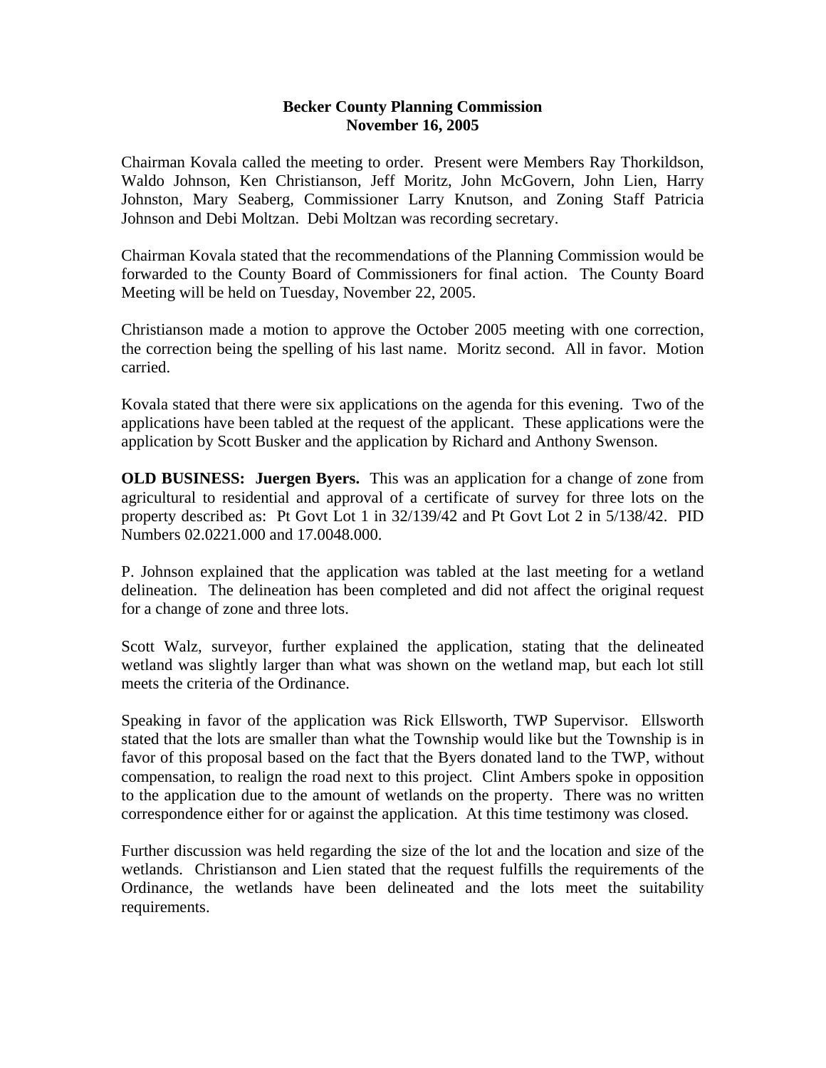**Becker County Planning Commission**
**November 16, 2005**

Chairman Kovala called the meeting to order. Present were Members Ray Thorkildson, Waldo Johnson, Ken Christianson, Jeff Moritz, John McGovern, John Lien, Harry Johnston, Mary Seaberg, Commissioner Larry Knutson, and Zoning Staff Patricia Johnson and Debi Moltzan. Debi Moltzan was recording secretary.

Chairman Kovala stated that the recommendations of the Planning Commission would be forwarded to the County Board of Commissioners for final action. The County Board Meeting will be held on Tuesday, November 22, 2005.

Christianson made a motion to approve the October 2005 meeting with one correction, the correction being the spelling of his last name. Moritz second. All in favor. Motion carried.

Kovala stated that there were six applications on the agenda for this evening. Two of the applications have been tabled at the request of the applicant. These applications were the application by Scott Busker and the application by Richard and Anthony Swenson.

**OLD BUSINESS: Juergen Byers.** This was an application for a change of zone from agricultural to residential and approval of a certificate of survey for three lots on the property described as: Pt Govt Lot 1 in 32/139/42 and Pt Govt Lot 2 in 5/138/42. PID Numbers 02.0221.000 and 17.0048.000.

P. Johnson explained that the application was tabled at the last meeting for a wetland delineation. The delineation has been completed and did not affect the original request for a change of zone and three lots.

Scott Walz, surveyor, further explained the application, stating that the delineated wetland was slightly larger than what was shown on the wetland map, but each lot still meets the criteria of the Ordinance.

Speaking in favor of the application was Rick Ellsworth, TWP Supervisor. Ellsworth stated that the lots are smaller than what the Township would like but the Township is in favor of this proposal based on the fact that the Byers donated land to the TWP, without compensation, to realign the road next to this project. Clint Ambers spoke in opposition to the application due to the amount of wetlands on the property. There was no written correspondence either for or against the application. At this time testimony was closed.

Further discussion was held regarding the size of the lot and the location and size of the wetlands. Christianson and Lien stated that the request fulfills the requirements of the Ordinance, the wetlands have been delineated and the lots meet the suitability requirements.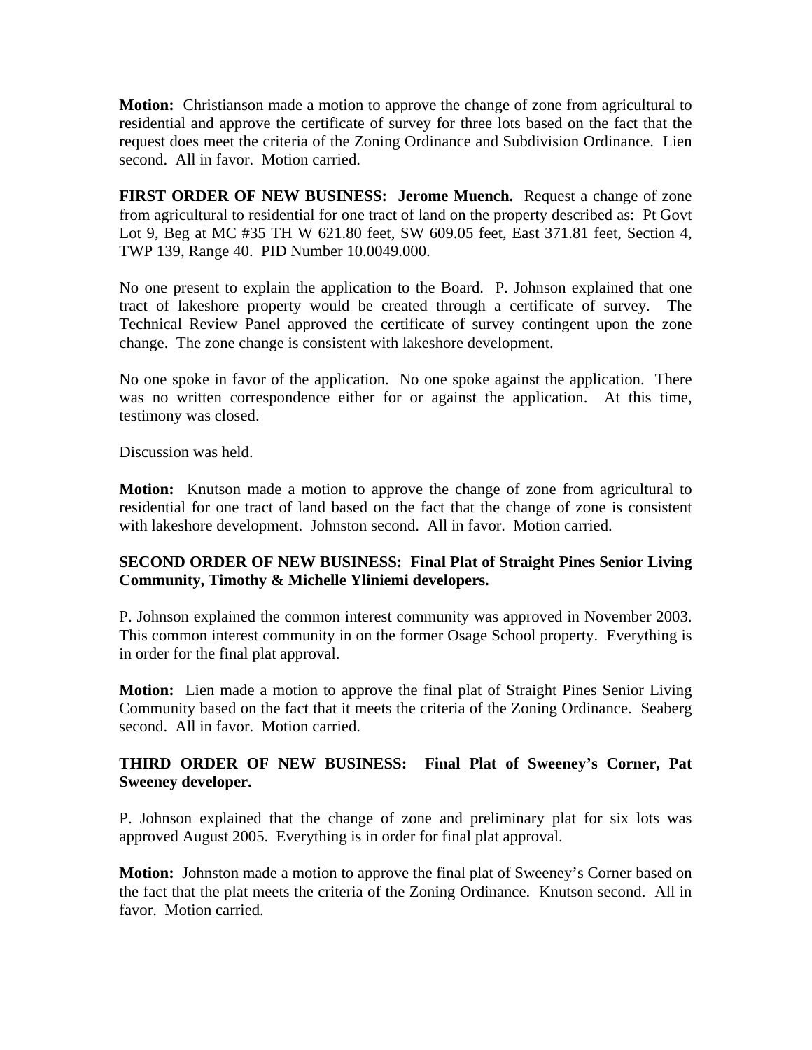**Motion:** Christianson made a motion to approve the change of zone from agricultural to residential and approve the certificate of survey for three lots based on the fact that the request does meet the criteria of the Zoning Ordinance and Subdivision Ordinance. Lien second. All in favor. Motion carried.

**FIRST ORDER OF NEW BUSINESS: Jerome Muench.** Request a change of zone from agricultural to residential for one tract of land on the property described as: Pt Govt Lot 9, Beg at MC #35 TH W 621.80 feet, SW 609.05 feet, East 371.81 feet, Section 4, TWP 139, Range 40. PID Number 10.0049.000.

No one present to explain the application to the Board. P. Johnson explained that one tract of lakeshore property would be created through a certificate of survey. The Technical Review Panel approved the certificate of survey contingent upon the zone change. The zone change is consistent with lakeshore development.

No one spoke in favor of the application. No one spoke against the application. There was no written correspondence either for or against the application. At this time, testimony was closed.

Discussion was held.

**Motion:** Knutson made a motion to approve the change of zone from agricultural to residential for one tract of land based on the fact that the change of zone is consistent with lakeshore development. Johnston second. All in favor. Motion carried.

**SECOND ORDER OF NEW BUSINESS: Final Plat of Straight Pines Senior Living Community, Timothy & Michelle Yliniemi developers.**

P. Johnson explained the common interest community was approved in November 2003. This common interest community in on the former Osage School property. Everything is in order for the final plat approval.

**Motion:** Lien made a motion to approve the final plat of Straight Pines Senior Living Community based on the fact that it meets the criteria of the Zoning Ordinance. Seaberg second. All in favor. Motion carried.

**THIRD ORDER OF NEW BUSINESS: Final Plat of Sweeney's Corner, Pat Sweeney developer.**

P. Johnson explained that the change of zone and preliminary plat for six lots was approved August 2005. Everything is in order for final plat approval.

**Motion:** Johnston made a motion to approve the final plat of Sweeney's Corner based on the fact that the plat meets the criteria of the Zoning Ordinance. Knutson second. All in favor. Motion carried.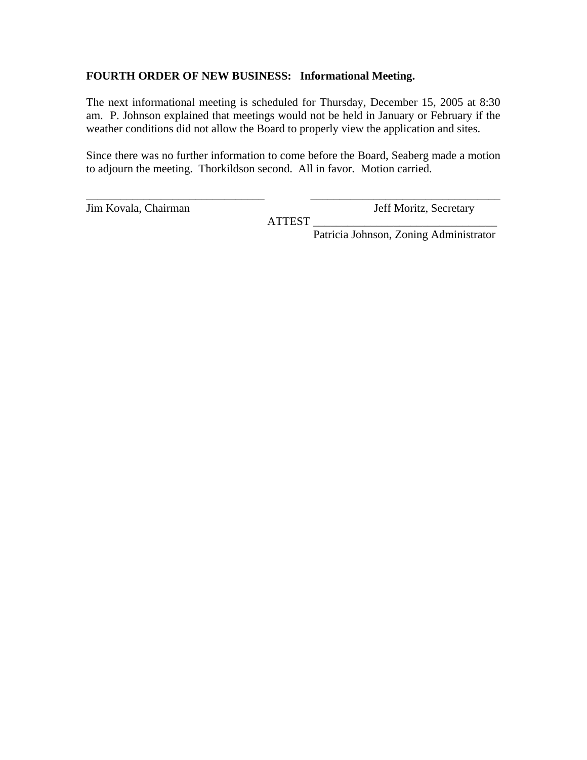**FOURTH ORDER OF NEW BUSINESS: Informational Meeting.**

The next informational meeting is scheduled for Thursday, December 15, 2005 at 8:30 am. P. Johnson explained that meetings would not be held in January or February if the weather conditions did not allow the Board to properly view the application and sites.

Since there was no further information to come before the Board, Seaberg made a motion to adjourn the meeting. Thorkildson second. All in favor. Motion carried.

_______________________________ _________________________________

Jim Kovala, Chairman Jeff Moritz, Secretary

ATTEST _______________________________

Patricia Johnson, Zoning Administrator